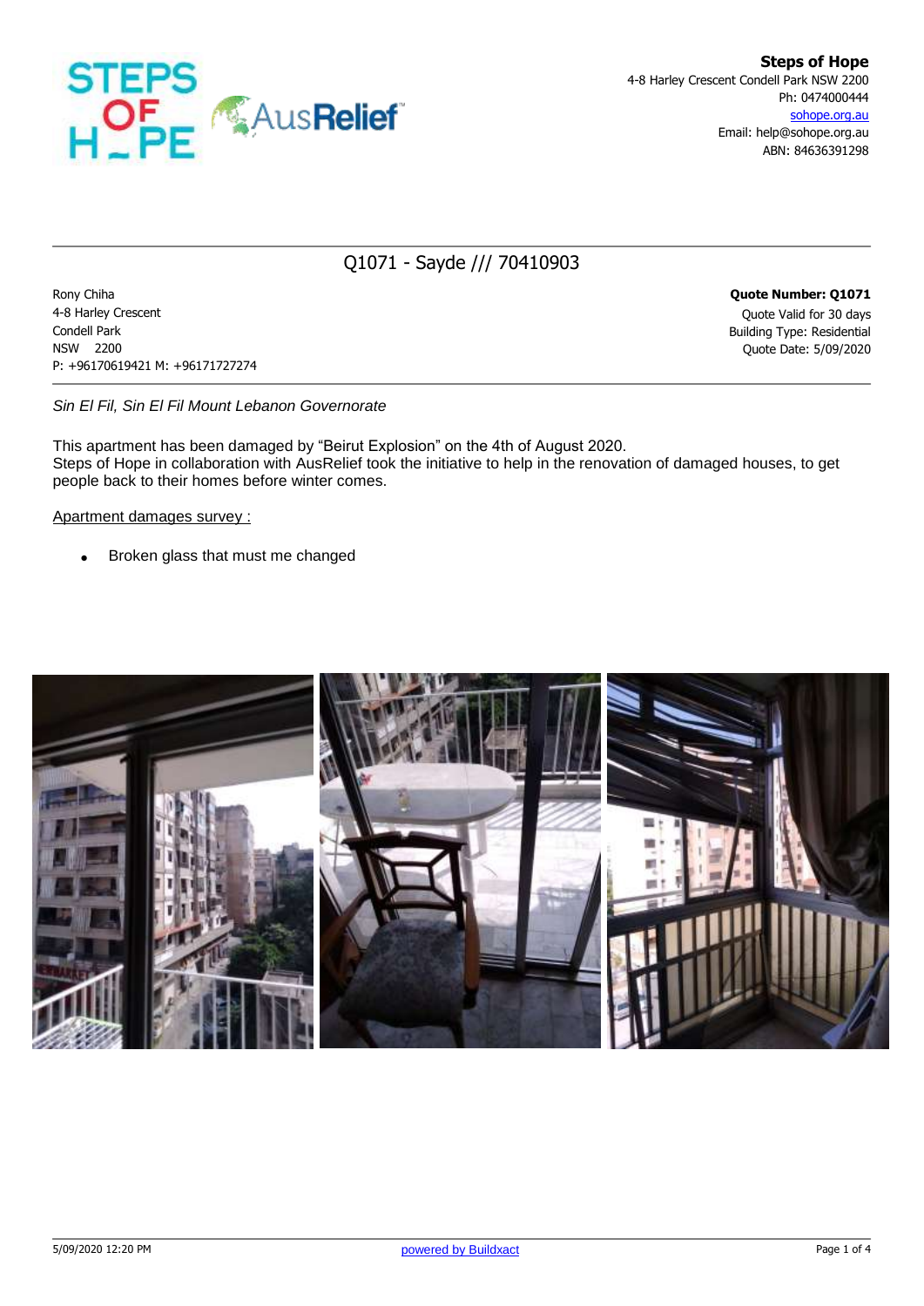**Steps of Hope**
4-8 Harley Crescent Condell Park NSW 2200
Ph: 0474000444
sohope.org.au
Email: help@sohope.org.au
ABN: 84636391298

---

# Q1071 - Sayde /// 70410903

Rony Chiha
4-8 Harley Crescent
Condell Park
NSW 2200
P: +96170619421 M: +96171727274

**Quote Number: Q1071**
Quote Valid for 30 days
Building Type: Residential
Quote Date: 5/09/2020

---

*Sin El Fil, Sin El Fil Mount Lebanon Governorate*

This apartment has been damaged by "Beirut Explosion" on the 4th of August 2020.
Steps of Hope in collaboration with AusRelief took the initiative to help in the renovation of damaged houses, to get people back to their homes before winter comes.

<u>Apartment damages survey :</u>

- Broken glass that must me changed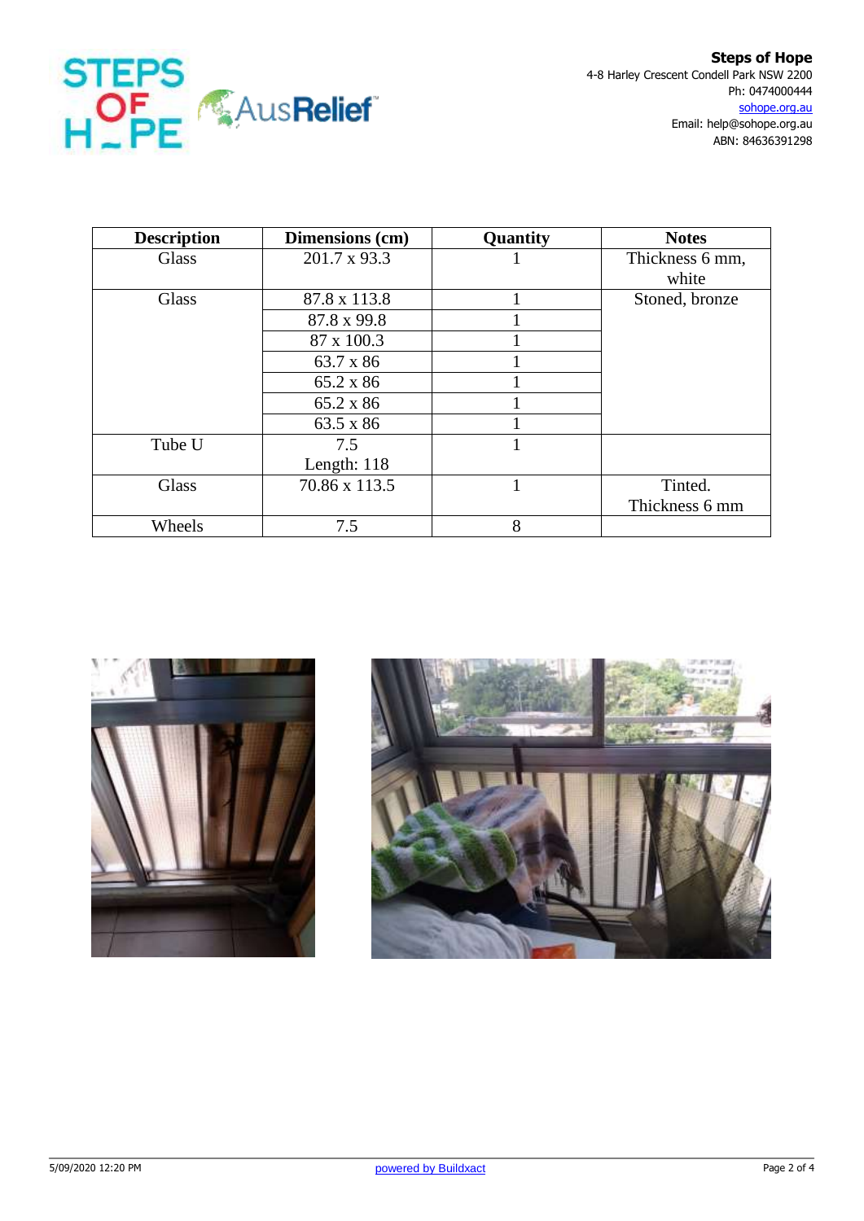**Steps of Hope**
4-8 Harley Crescent Condell Park NSW 2200
Ph: 0474000444
sohope.org.au
Email: help@sohope.org.au
ABN: 84636391298

| Description | Dimensions (cm) | Quantity | Notes |
|---|---|---|---|
| Glass | 201.7 x 93.3 | 1 | Thickness 6 mm, white |
| Glass | 87.8 x 113.8 | 1 | Stoned, bronze |
| | 87.8 x 99.8 | 1 | |
| | 87 x 100.3 | 1 | |
| | 63.7 x 86 | 1 | |
| | 65.2 x 86 | 1 | |
| | 65.2 x 86 | 1 | |
| | 63.5 x 86 | 1 | |
| Tube U | 7.5 Length: 118 | 1 | |
| Glass | 70.86 x 113.5 | 1 | Tinted. Thickness 6 mm |
| Wheels | 7.5 | 8 | |

5/09/2020 12:20 PM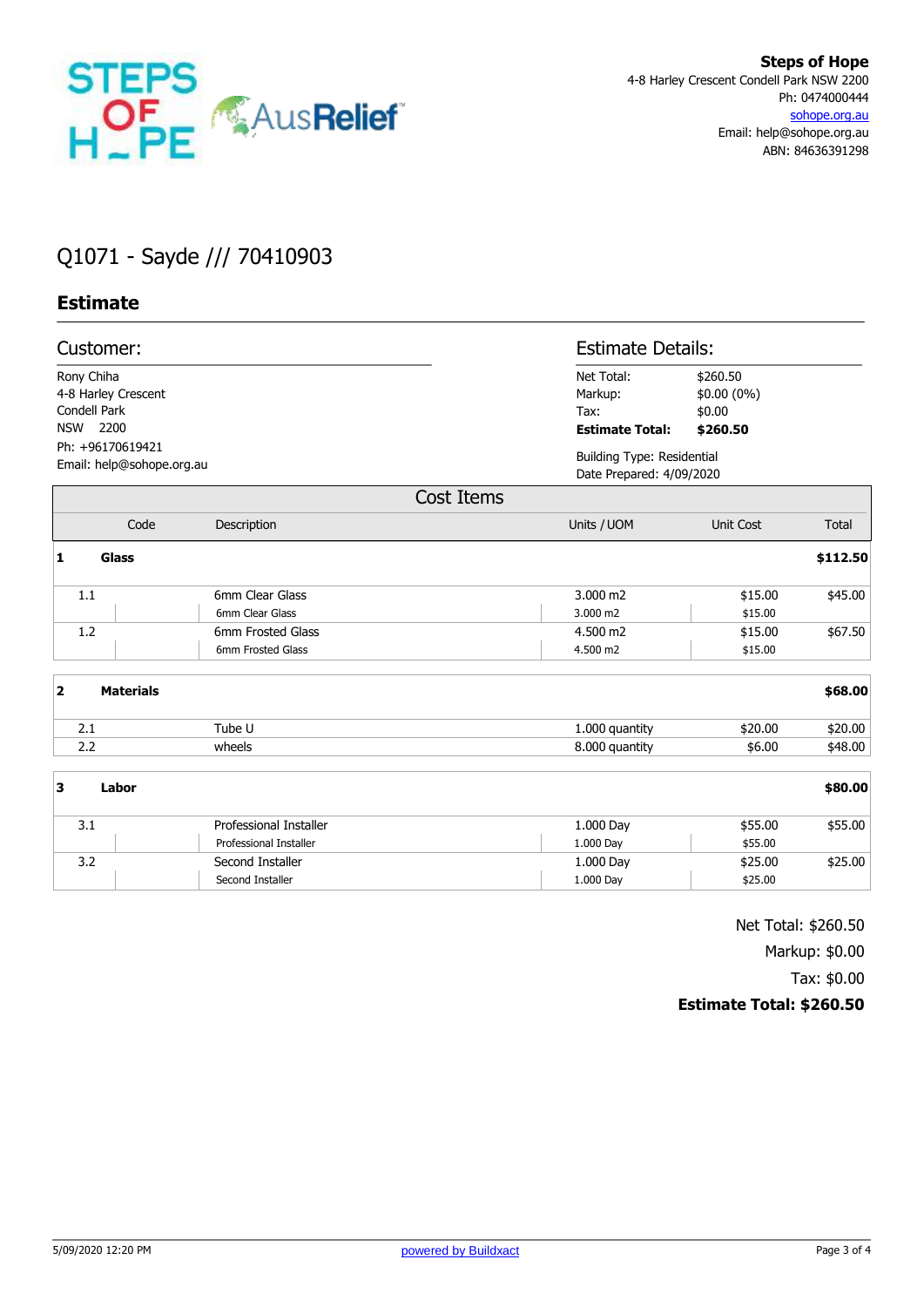**Steps of Hope**
4-8 Harley Crescent Condell Park NSW 2200
Ph: 0474000444
sohope.org.au
Email: help@sohope.org.au
ABN: 84636391298

# Q1071 - Sayde /// 70410903

## Estimate

### Customer:

Rony Chiha
4-8 Harley Crescent
Condell Park
NSW 2200
Ph: +96170619421
Email: help@sohope.org.au

### Estimate Details:

| | |
|---|---|
| Net Total: | $260.50 |
| Markup: | $0.00 (0%) |
| Tax: | $0.00 |
| **Estimate Total:** | **$260.50** |

Building Type: Residential
Date Prepared: 4/09/2020

### Cost Items

| | Code | Description | Units / UOM | Unit Cost | Total |
|---|---|---|---|---|---|
| **1** | **Glass** | | | | **$112.50** |
| 1.1 | | 6mm Clear Glass | 3.000 m2 | $15.00 | $45.00 |
| | | 6mm Clear Glass | 3.000 m2 | $15.00 | |
| 1.2 | | 6mm Frosted Glass | 4.500 m2 | $15.00 | $67.50 |
| | | 6mm Frosted Glass | 4.500 m2 | $15.00 | |
| **2** | **Materials** | | | | **$68.00** |
| 2.1 | | Tube U | 1.000 quantity | $20.00 | $20.00 |
| 2.2 | | wheels | 8.000 quantity | $6.00 | $48.00 |
| **3** | **Labor** | | | | **$80.00** |
| 3.1 | | Professional Installer | 1.000 Day | $55.00 | $55.00 |
| | | Professional Installer | 1.000 Day | $55.00 | |
| 3.2 | | Second Installer | 1.000 Day | $25.00 | $25.00 |
| | | Second Installer | 1.000 Day | $25.00 | |

Net Total: $260.50
Markup: $0.00
Tax: $0.00
**Estimate Total: $260.50**

5/09/2020 12:20 PM powered by Buildxact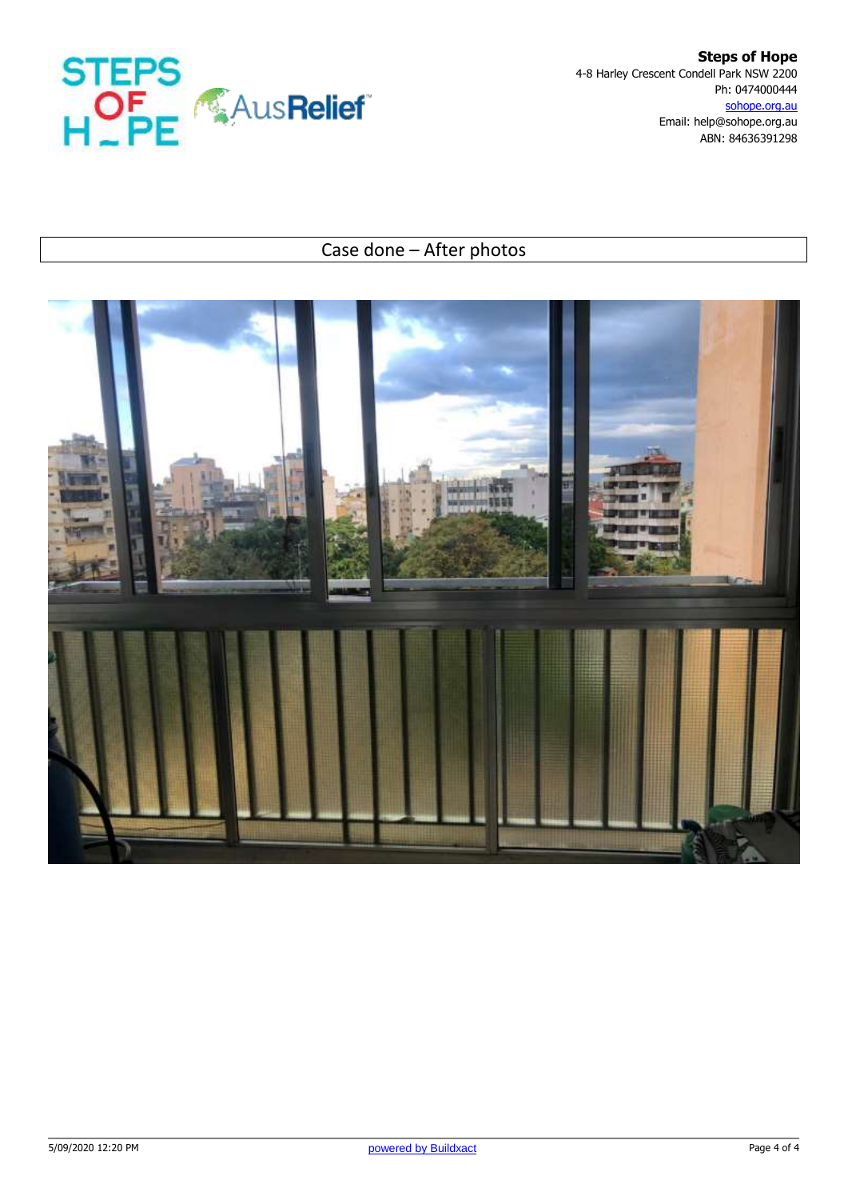**Steps of Hope**
4-8 Harley Crescent Condell Park NSW 2200
Ph: 0474000444
sohope.org.au
Email: help@sohope.org.au
ABN: 84636391298

## Case done – After photos